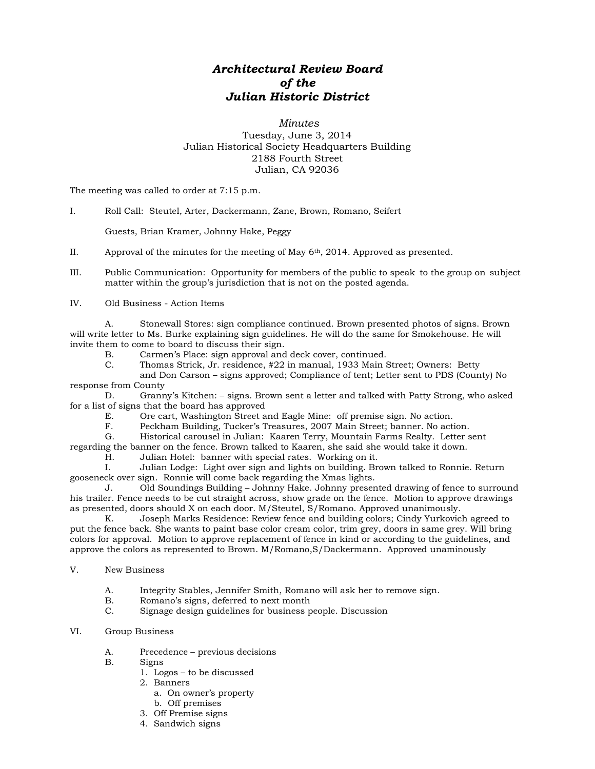# *Architectural Review Board*
# *of the*
# *Julian Historic District*

*Minutes*
Tuesday, June 3, 2014
Julian Historical Society Headquarters Building
2188 Fourth Street
Julian, CA 92036

The meeting was called to order at 7:15 p.m.

I. Roll Call: Steutel, Arter, Dackermann, Zane, Brown, Romano, Seifert

Guests, Brian Kramer, Johnny Hake, Peggy

II. Approval of the minutes for the meeting of May 6th, 2014. Approved as presented.

III. Public Communication: Opportunity for members of the public to speak to the group on subject matter within the group's jurisdiction that is not on the posted agenda.

IV. Old Business - Action Items

A. Stonewall Stores: sign compliance continued. Brown presented photos of signs. Brown will write letter to Ms. Burke explaining sign guidelines. He will do the same for Smokehouse. He will invite them to come to board to discuss their sign.

B. Carmen's Place: sign approval and deck cover, continued.

C. Thomas Strick, Jr. residence, #22 in manual, 1933 Main Street; Owners: Betty and Don Carson – signs approved; Compliance of tent; Letter sent to PDS (County) No response from County

D. Granny's Kitchen: – signs. Brown sent a letter and talked with Patty Strong, who asked for a list of signs that the board has approved

E. Ore cart, Washington Street and Eagle Mine: off premise sign. No action.

F. Peckham Building, Tucker's Treasures, 2007 Main Street; banner. No action.

G. Historical carousel in Julian: Kaaren Terry, Mountain Farms Realty. Letter sent regarding the banner on the fence. Brown talked to Kaaren, she said she would take it down.

H. Julian Hotel: banner with special rates. Working on it.

I. Julian Lodge: Light over sign and lights on building. Brown talked to Ronnie. Return gooseneck over sign. Ronnie will come back regarding the Xmas lights.

J. Old Soundings Building – Johnny Hake. Johnny presented drawing of fence to surround his trailer. Fence needs to be cut straight across, show grade on the fence. Motion to approve drawings as presented, doors should X on each door. M/Steutel, S/Romano. Approved unanimously.

K. Joseph Marks Residence: Review fence and building colors; Cindy Yurkovich agreed to put the fence back. She wants to paint base color cream color, trim grey, doors in same grey. Will bring colors for approval. Motion to approve replacement of fence in kind or according to the guidelines, and approve the colors as represented to Brown. M/Romano,S/Dackermann. Approved unaminously

V. New Business

A. Integrity Stables, Jennifer Smith, Romano will ask her to remove sign.

B. Romano's signs, deferred to next month

C. Signage design guidelines for business people. Discussion

VI. Group Business

A. Precedence – previous decisions

B. Signs
  1. Logos – to be discussed
  2. Banners
     a. On owner's property
     b. Off premises
  3. Off Premise signs
  4. Sandwich signs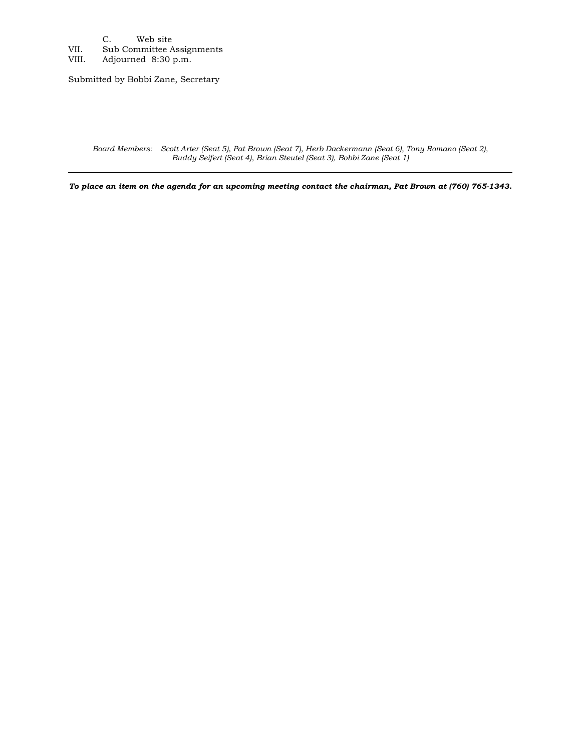C. Web site

VII. Sub Committee Assignments

VIII. Adjourned 8:30 p.m.

Submitted by Bobbi Zane, Secretary

*Board Members: Scott Arter (Seat 5), Pat Brown (Seat 7), Herb Dackermann (Seat 6), Tony Romano (Seat 2), Buddy Seifert (Seat 4), Brian Steutel (Seat 3), Bobbi Zane (Seat 1)*

---

***To place an item on the agenda for an upcoming meeting contact the chairman, Pat Brown at (760) 765-1343.***